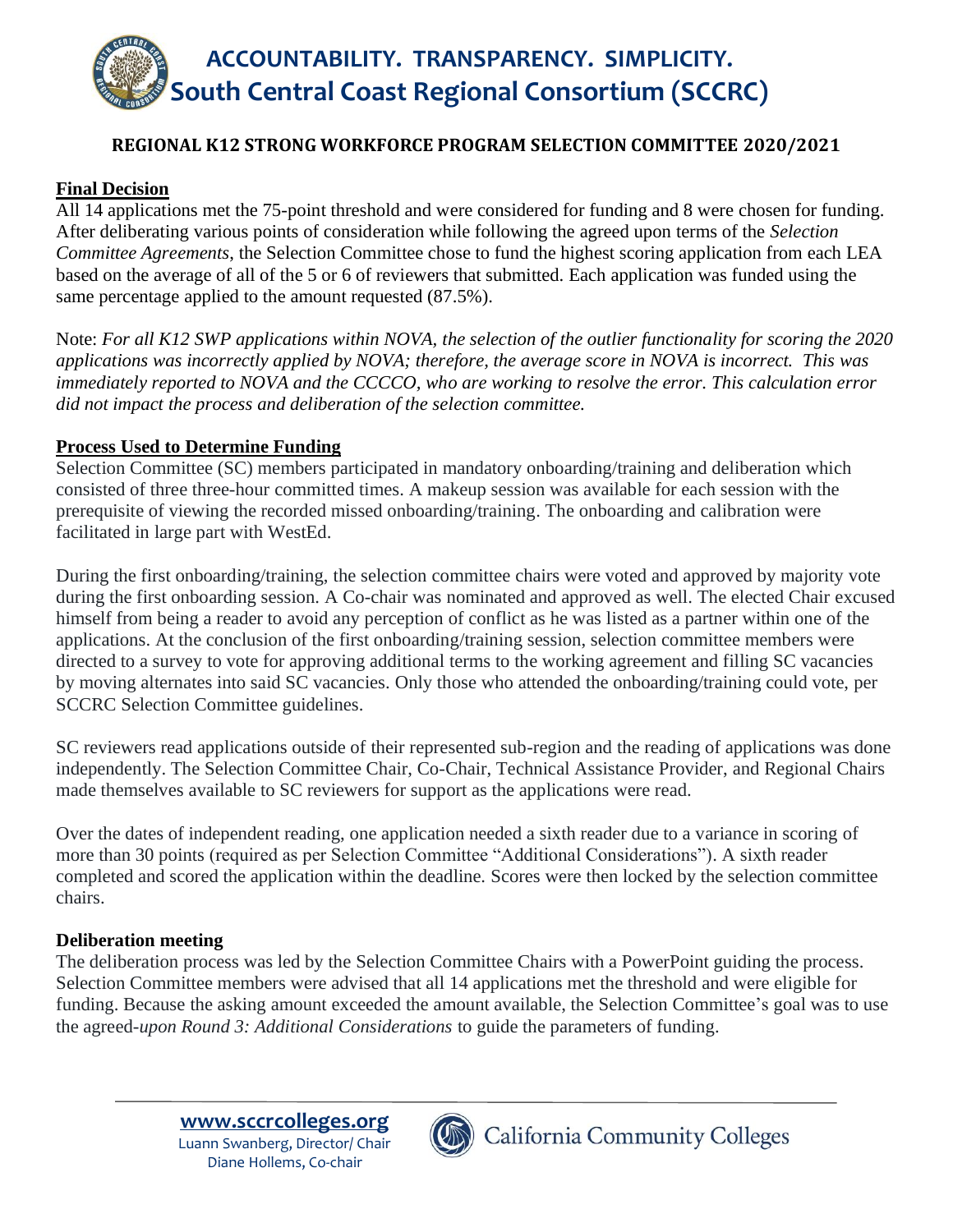# ACCOUNTABILITY. TRANSPARENCY. SIMPLICITY.
# South Central Coast Regional Consortium (SCCRC)

## REGIONAL K12 STRONG WORKFORCE PROGRAM SELECTION COMMITTEE 2020/2021

**Final Decision**

All 14 applications met the 75-point threshold and were considered for funding and 8 were chosen for funding. After deliberating various points of consideration while following the agreed upon terms of the *Selection Committee Agreements*, the Selection Committee chose to fund the highest scoring application from each LEA based on the average of all of the 5 or 6 of reviewers that submitted. Each application was funded using the same percentage applied to the amount requested (87.5%).

Note: *For all K12 SWP applications within NOVA, the selection of the outlier functionality for scoring the 2020 applications was incorrectly applied by NOVA; therefore, the average score in NOVA is incorrect. This was immediately reported to NOVA and the CCCCO, who are working to resolve the error. This calculation error did not impact the process and deliberation of the selection committee.*

**Process Used to Determine Funding**

Selection Committee (SC) members participated in mandatory onboarding/training and deliberation which consisted of three three-hour committed times. A makeup session was available for each session with the prerequisite of viewing the recorded missed onboarding/training. The onboarding and calibration were facilitated in large part with WestEd.

During the first onboarding/training, the selection committee chairs were voted and approved by majority vote during the first onboarding session. A Co-chair was nominated and approved as well. The elected Chair excused himself from being a reader to avoid any perception of conflict as he was listed as a partner within one of the applications. At the conclusion of the first onboarding/training session, selection committee members were directed to a survey to vote for approving additional terms to the working agreement and filling SC vacancies by moving alternates into said SC vacancies. Only those who attended the onboarding/training could vote, per SCCRC Selection Committee guidelines.

SC reviewers read applications outside of their represented sub-region and the reading of applications was done independently. The Selection Committee Chair, Co-Chair, Technical Assistance Provider, and Regional Chairs made themselves available to SC reviewers for support as the applications were read.

Over the dates of independent reading, one application needed a sixth reader due to a variance in scoring of more than 30 points (required as per Selection Committee "Additional Considerations"). A sixth reader completed and scored the application within the deadline. Scores were then locked by the selection committee chairs.

**Deliberation meeting**

The deliberation process was led by the Selection Committee Chairs with a PowerPoint guiding the process. Selection Committee members were advised that all 14 applications met the threshold and were eligible for funding. Because the asking amount exceeded the amount available, the Selection Committee's goal was to use the agreed-*upon Round 3: Additional Considerations* to guide the parameters of funding.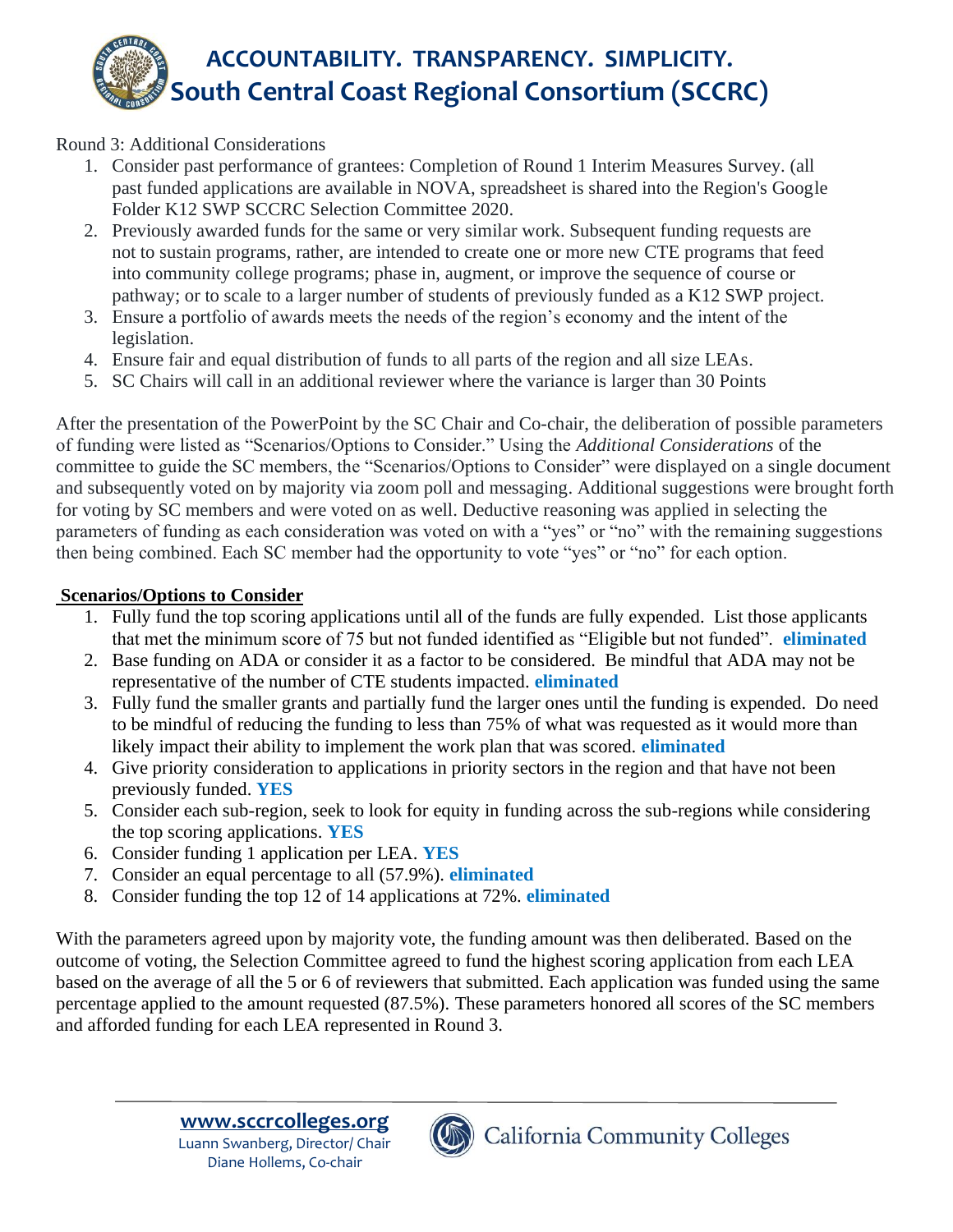Round 3: Additional Considerations

1. Consider past performance of grantees: Completion of Round 1 Interim Measures Survey. (all past funded applications are available in NOVA, spreadsheet is shared into the Region's Google Folder K12 SWP SCCRC Selection Committee 2020.
2. Previously awarded funds for the same or very similar work. Subsequent funding requests are not to sustain programs, rather, are intended to create one or more new CTE programs that feed into community college programs; phase in, augment, or improve the sequence of course or pathway; or to scale to a larger number of students of previously funded as a K12 SWP project.
3. Ensure a portfolio of awards meets the needs of the region's economy and the intent of the legislation.
4. Ensure fair and equal distribution of funds to all parts of the region and all size LEAs.
5. SC Chairs will call in an additional reviewer where the variance is larger than 30 Points

After the presentation of the PowerPoint by the SC Chair and Co-chair, the deliberation of possible parameters of funding were listed as "Scenarios/Options to Consider." Using the *Additional Considerations* of the committee to guide the SC members, the "Scenarios/Options to Consider" were displayed on a single document and subsequently voted on by majority via zoom poll and messaging. Additional suggestions were brought forth for voting by SC members and were voted on as well. Deductive reasoning was applied in selecting the parameters of funding as each consideration was voted on with a "yes" or "no" with the remaining suggestions then being combined. Each SC member had the opportunity to vote "yes" or "no" for each option.

**Scenarios/Options to Consider**

1. Fully fund the top scoring applications until all of the funds are fully expended. List those applicants that met the minimum score of 75 but not funded identified as "Eligible but not funded". **eliminated**
2. Base funding on ADA or consider it as a factor to be considered. Be mindful that ADA may not be representative of the number of CTE students impacted. **eliminated**
3. Fully fund the smaller grants and partially fund the larger ones until the funding is expended. Do need to be mindful of reducing the funding to less than 75% of what was requested as it would more than likely impact their ability to implement the work plan that was scored. **eliminated**
4. Give priority consideration to applications in priority sectors in the region and that have not been previously funded. **YES**
5. Consider each sub-region, seek to look for equity in funding across the sub-regions while considering the top scoring applications. **YES**
6. Consider funding 1 application per LEA. **YES**
7. Consider an equal percentage to all (57.9%). **eliminated**
8. Consider funding the top 12 of 14 applications at 72%. **eliminated**

With the parameters agreed upon by majority vote, the funding amount was then deliberated. Based on the outcome of voting, the Selection Committee agreed to fund the highest scoring application from each LEA based on the average of all the 5 or 6 of reviewers that submitted. Each application was funded using the same percentage applied to the amount requested (87.5%). These parameters honored all scores of the SC members and afforded funding for each LEA represented in Round 3.